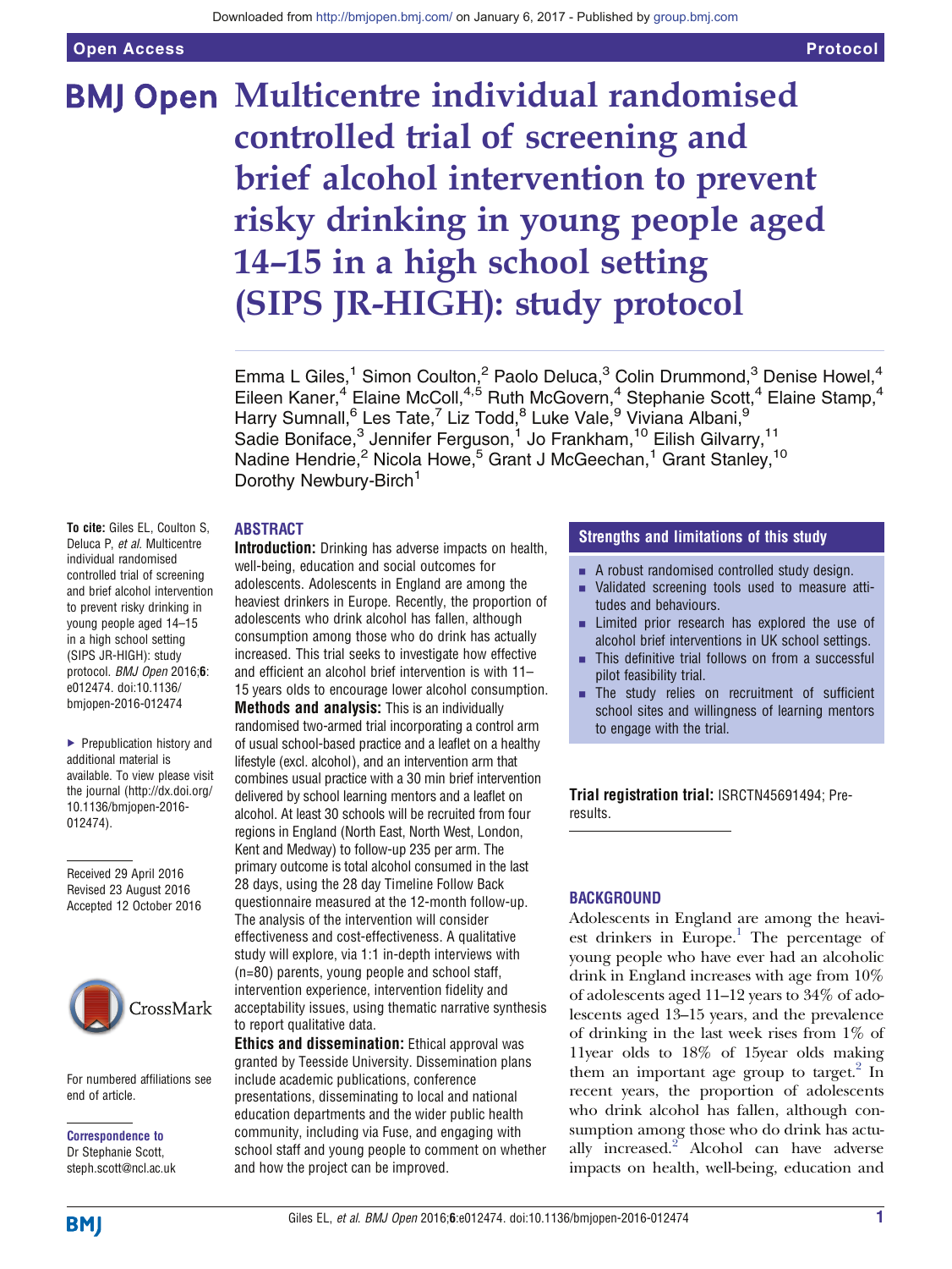# Multicentre individual randomised controlled trial of screening and brief alcohol intervention to prevent risky drinking in young people aged 14–15 in a high school setting (SIPS JR-HIGH): study protocol

Emma L Giles,[1] Simon Coulton,[2] Paolo Deluca,[3] Colin Drummond,[3] Denise Howel,[4] Eileen Kaner,[4] Elaine McColl,[4,5] Ruth McGovern,[4] Stephanie Scott,[4] Elaine Stamp,[4] Harry Sumnall,[6] Les Tate,[7] Liz Todd,[8] Luke Vale,[9] Viviana Albani,[9] Sadie Boniface,[3] Jennifer Ferguson,[1] Jo Frankham,[10] Eilish Gilvarry,[11] Nadine Hendrie,[2] Nicola Howe,[5] Grant J McGeechan,[1] Grant Stanley,[10] Dorothy Newbury-Birch[1]

**To cite:** Giles EL, Coulton S, Deluca P, *et al*. Multicentre individual randomised controlled trial of screening and brief alcohol intervention to prevent risky drinking in young people aged 14–15 in a high school setting (SIPS JR-HIGH): study protocol. *BMJ Open* 2016;**6**:e012474. doi:10.1136/bmjopen-2016-012474

▸ Prepublication history and additional material is available. To view please visit the journal (http://dx.doi.org/10.1136/bmjopen-2016-012474).

Received 29 April 2016
Revised 23 August 2016
Accepted 12 October 2016

For numbered affiliations see end of article.

**Correspondence to**
Dr Stephanie Scott, steph.scott@ncl.ac.uk

## ABSTRACT

**Introduction:** Drinking has adverse impacts on health, well-being, education and social outcomes for adolescents. Adolescents in England are among the heaviest drinkers in Europe. Recently, the proportion of adolescents who drink alcohol has fallen, although consumption among those who do drink has actually increased. This trial seeks to investigate how effective and efficient an alcohol brief intervention is with 11–15 years olds to encourage lower alcohol consumption.

**Methods and analysis:** This is an individually randomised two-armed trial incorporating a control arm of usual school-based practice and a leaflet on a healthy lifestyle (excl. alcohol), and an intervention arm that combines usual practice with a 30 min brief intervention delivered by school learning mentors and a leaflet on alcohol. At least 30 schools will be recruited from four regions in England (North East, North West, London, Kent and Medway) to follow-up 235 per arm. The primary outcome is total alcohol consumed in the last 28 days, using the 28 day Timeline Follow Back questionnaire measured at the 12-month follow-up. The analysis of the intervention will consider effectiveness and cost-effectiveness. A qualitative study will explore, via 1:1 in-depth interviews with (n=80) parents, young people and school staff, intervention experience, intervention fidelity and acceptability issues, using thematic narrative synthesis to report qualitative data.

**Ethics and dissemination:** Ethical approval was granted by Teesside University. Dissemination plans include academic publications, conference presentations, disseminating to local and national education departments and the wider public health community, including via Fuse, and engaging with school staff and young people to comment on whether and how the project can be improved.

### Strengths and limitations of this study

- A robust randomised controlled study design.
- Validated screening tools used to measure attitudes and behaviours.
- Limited prior research has explored the use of alcohol brief interventions in UK school settings.
- This definitive trial follows on from a successful pilot feasibility trial.
- The study relies on recruitment of sufficient school sites and willingness of learning mentors to engage with the trial.

**Trial registration trial:** ISRCTN45691494; Pre-results.

## BACKGROUND

Adolescents in England are among the heaviest drinkers in Europe.[1] The percentage of young people who have ever had an alcoholic drink in England increases with age from 10% of adolescents aged 11–12 years to 34% of adolescents aged 13–15 years, and the prevalence of drinking in the last week rises from 1% of 11year olds to 18% of 15year olds making them an important age group to target.[2] In recent years, the proportion of adolescents who drink alcohol has fallen, although consumption among those who do drink has actually increased.[2] Alcohol can have adverse impacts on health, well-being, education and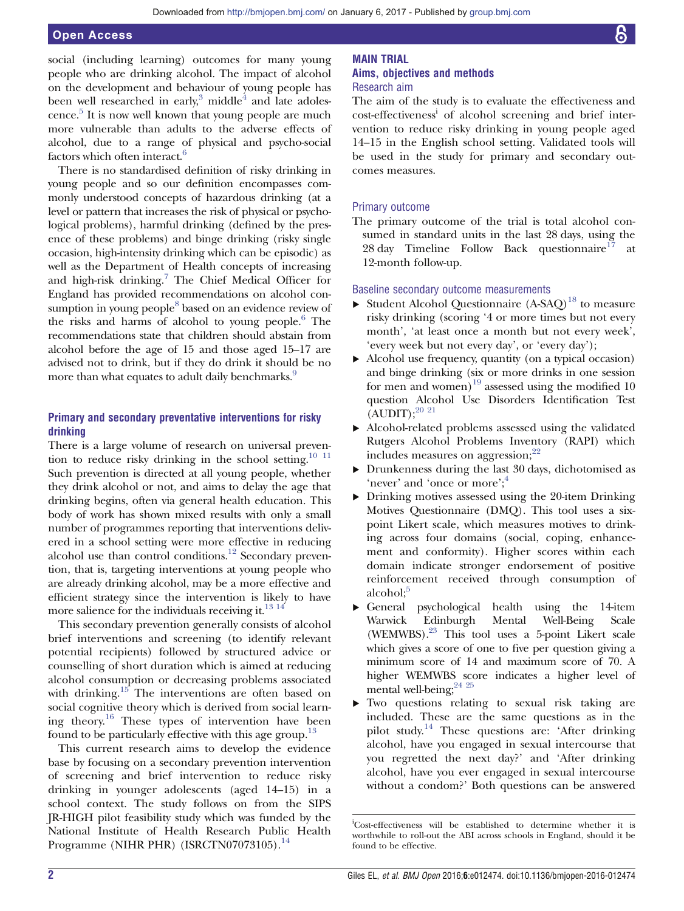social (including learning) outcomes for many young people who are drinking alcohol. The impact of alcohol on the development and behaviour of young people has been well researched in early,[3] middle[4] and late adolescence.[5] It is now well known that young people are much more vulnerable than adults to the adverse effects of alcohol, due to a range of physical and psycho-social factors which often interact.[6]

There is no standardised definition of risky drinking in young people and so our definition encompasses commonly understood concepts of hazardous drinking (at a level or pattern that increases the risk of physical or psychological problems), harmful drinking (defined by the presence of these problems) and binge drinking (risky single occasion, high-intensity drinking which can be episodic) as well as the Department of Health concepts of increasing and high-risk drinking.[7] The Chief Medical Officer for England has provided recommendations on alcohol consumption in young people[8] based on an evidence review of the risks and harms of alcohol to young people.[6] The recommendations state that children should abstain from alcohol before the age of 15 and those aged 15–17 are advised not to drink, but if they do drink it should be no more than what equates to adult daily benchmarks.[9]

## Primary and secondary preventative interventions for risky drinking

There is a large volume of research on universal prevention to reduce risky drinking in the school setting.[10 11] Such prevention is directed at all young people, whether they drink alcohol or not, and aims to delay the age that drinking begins, often via general health education. This body of work has shown mixed results with only a small number of programmes reporting that interventions delivered in a school setting were more effective in reducing alcohol use than control conditions.[12] Secondary prevention, that is, targeting interventions at young people who are already drinking alcohol, may be a more effective and efficient strategy since the intervention is likely to have more salience for the individuals receiving it.[13 14]

This secondary prevention generally consists of alcohol brief interventions and screening (to identify relevant potential recipients) followed by structured advice or counselling of short duration which is aimed at reducing alcohol consumption or decreasing problems associated with drinking.[15] The interventions are often based on social cognitive theory which is derived from social learning theory.[16] These types of intervention have been found to be particularly effective with this age group.[13]

This current research aims to develop the evidence base by focusing on a secondary prevention intervention of screening and brief intervention to reduce risky drinking in younger adolescents (aged 14–15) in a school context. The study follows on from the SIPS JR-HIGH pilot feasibility study which was funded by the National Institute of Health Research Public Health Programme (NIHR PHR) (ISRCTN07073105).[14]

## MAIN TRIAL

## Aims, objectives and methods

### Research aim

The aim of the study is to evaluate the effectiveness and cost-effectiveness[i] of alcohol screening and brief intervention to reduce risky drinking in young people aged 14–15 in the English school setting. Validated tools will be used in the study for primary and secondary outcomes measures.

### Primary outcome

The primary outcome of the trial is total alcohol consumed in standard units in the last 28 days, using the 28 day Timeline Follow Back questionnaire[17] at 12-month follow-up.

### Baseline secondary outcome measurements

- Student Alcohol Questionnaire (A-SAQ)[18] to measure risky drinking (scoring '4 or more times but not every month', 'at least once a month but not every week', 'every week but not every day', or 'every day');
- Alcohol use frequency, quantity (on a typical occasion) and binge drinking (six or more drinks in one session for men and women)[19] assessed using the modified 10 question Alcohol Use Disorders Identification Test (AUDIT);[20 21]
- Alcohol-related problems assessed using the validated Rutgers Alcohol Problems Inventory (RAPI) which includes measures on aggression;[22]
- Drunkenness during the last 30 days, dichotomised as 'never' and 'once or more';[4]
- Drinking motives assessed using the 20-item Drinking Motives Questionnaire (DMQ). This tool uses a six-point Likert scale, which measures motives to drinking across four domains (social, coping, enhancement and conformity). Higher scores within each domain indicate stronger endorsement of positive reinforcement received through consumption of alcohol;[5]
- General psychological health using the 14-item Warwick Edinburgh Mental Well-Being Scale (WEMWBS).[23] This tool uses a 5-point Likert scale which gives a score of one to five per question giving a minimum score of 14 and maximum score of 70. A higher WEMWBS score indicates a higher level of mental well-being;[24 25]
- Two questions relating to sexual risk taking are included. These are the same questions as in the pilot study.[14] These questions are: 'After drinking alcohol, have you engaged in sexual intercourse that you regretted the next day?' and 'After drinking alcohol, have you ever engaged in sexual intercourse without a condom?' Both questions can be answered

---

[i]Cost-effectiveness will be established to determine whether it is worthwhile to roll-out the ABI across schools in England, should it be found to be effective.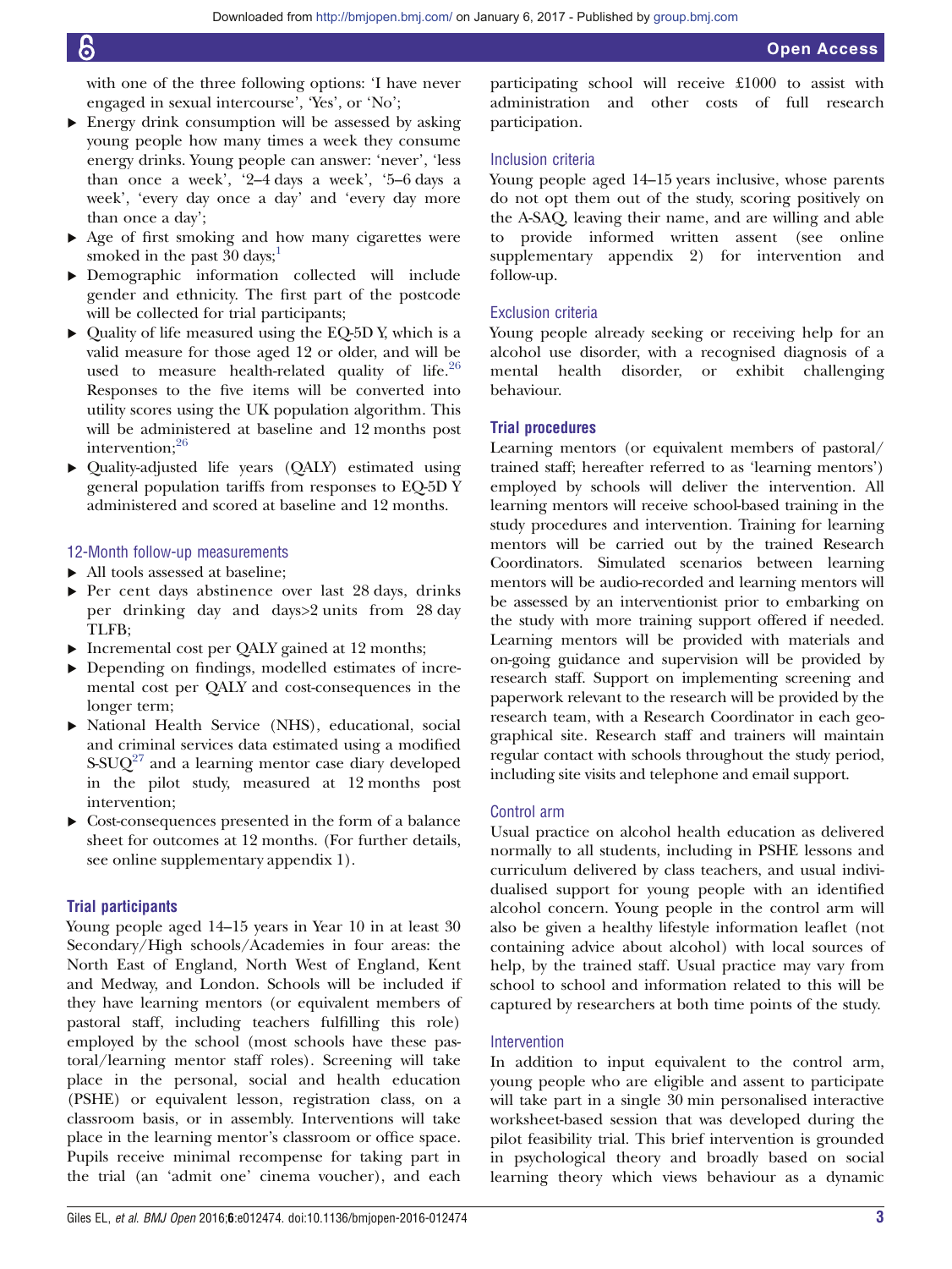with one of the three following options: 'I have never engaged in sexual intercourse', 'Yes', or 'No';

- Energy drink consumption will be assessed by asking young people how many times a week they consume energy drinks. Young people can answer: 'never', 'less than once a week', '2–4 days a week', '5–6 days a week', 'every day once a day' and 'every day more than once a day';
- Age of first smoking and how many cigarettes were smoked in the past 30 days;[1]
- Demographic information collected will include gender and ethnicity. The first part of the postcode will be collected for trial participants;
- Quality of life measured using the EQ-5D Y, which is a valid measure for those aged 12 or older, and will be used to measure health-related quality of life.[26] Responses to the five items will be converted into utility scores using the UK population algorithm. This will be administered at baseline and 12 months post intervention;[26]
- Quality-adjusted life years (QALY) estimated using general population tariffs from responses to EQ-5D Y administered and scored at baseline and 12 months.

### 12-Month follow-up measurements

- All tools assessed at baseline;
- Per cent days abstinence over last 28 days, drinks per drinking day and days>2 units from 28 day TLFB;
- Incremental cost per QALY gained at 12 months;
- Depending on findings, modelled estimates of incremental cost per QALY and cost-consequences in the longer term;
- National Health Service (NHS), educational, social and criminal services data estimated using a modified S-SUQ[27] and a learning mentor case diary developed in the pilot study, measured at 12 months post intervention;
- Cost-consequences presented in the form of a balance sheet for outcomes at 12 months. (For further details, see online supplementary appendix 1).

## Trial participants

Young people aged 14–15 years in Year 10 in at least 30 Secondary/High schools/Academies in four areas: the North East of England, North West of England, Kent and Medway, and London. Schools will be included if they have learning mentors (or equivalent members of pastoral staff, including teachers fulfilling this role) employed by the school (most schools have these pastoral/learning mentor staff roles). Screening will take place in the personal, social and health education (PSHE) or equivalent lesson, registration class, on a classroom basis, or in assembly. Interventions will take place in the learning mentor's classroom or office space. Pupils receive minimal recompense for taking part in the trial (an 'admit one' cinema voucher), and each participating school will receive £1000 to assist with administration and other costs of full research participation.

### Inclusion criteria

Young people aged 14–15 years inclusive, whose parents do not opt them out of the study, scoring positively on the A-SAQ, leaving their name, and are willing and able to provide informed written assent (see online supplementary appendix 2) for intervention and follow-up.

### Exclusion criteria

Young people already seeking or receiving help for an alcohol use disorder, with a recognised diagnosis of a mental health disorder, or exhibit challenging behaviour.

## Trial procedures

Learning mentors (or equivalent members of pastoral/trained staff; hereafter referred to as 'learning mentors') employed by schools will deliver the intervention. All learning mentors will receive school-based training in the study procedures and intervention. Training for learning mentors will be carried out by the trained Research Coordinators. Simulated scenarios between learning mentors will be audio-recorded and learning mentors will be assessed by an interventionist prior to embarking on the study with more training support offered if needed. Learning mentors will be provided with materials and on-going guidance and supervision will be provided by research staff. Support on implementing screening and paperwork relevant to the research will be provided by the research team, with a Research Coordinator in each geographical site. Research staff and trainers will maintain regular contact with schools throughout the study period, including site visits and telephone and email support.

### Control arm

Usual practice on alcohol health education as delivered normally to all students, including in PSHE lessons and curriculum delivered by class teachers, and usual individualised support for young people with an identified alcohol concern. Young people in the control arm will also be given a healthy lifestyle information leaflet (not containing advice about alcohol) with local sources of help, by the trained staff. Usual practice may vary from school to school and information related to this will be captured by researchers at both time points of the study.

### Intervention

In addition to input equivalent to the control arm, young people who are eligible and assent to participate will take part in a single 30 min personalised interactive worksheet-based session that was developed during the pilot feasibility trial. This brief intervention is grounded in psychological theory and broadly based on social learning theory which views behaviour as a dynamic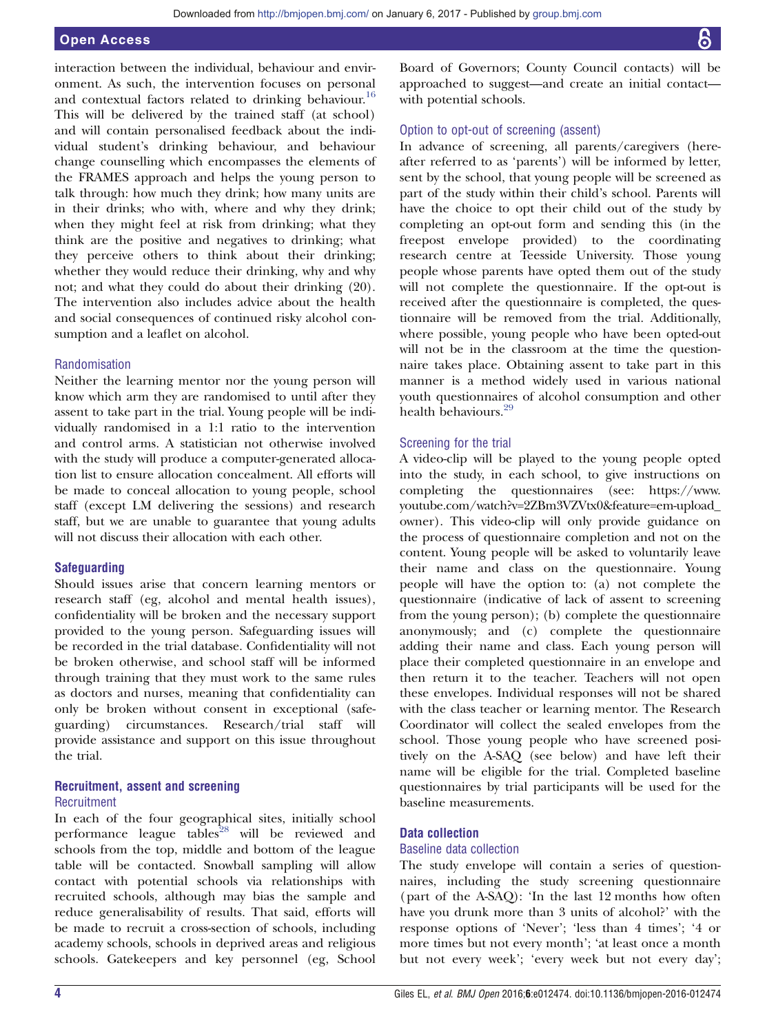interaction between the individual, behaviour and environment. As such, the intervention focuses on personal and contextual factors related to drinking behaviour.[16] This will be delivered by the trained staff (at school) and will contain personalised feedback about the individual student's drinking behaviour, and behaviour change counselling which encompasses the elements of the FRAMES approach and helps the young person to talk through: how much they drink; how many units are in their drinks; who with, where and why they drink; when they might feel at risk from drinking; what they think are the positive and negatives to drinking; what they perceive others to think about their drinking; whether they would reduce their drinking, why and why not; and what they could do about their drinking (20). The intervention also includes advice about the health and social consequences of continued risky alcohol consumption and a leaflet on alcohol.

### Randomisation

Neither the learning mentor nor the young person will know which arm they are randomised to until after they assent to take part in the trial. Young people will be individually randomised in a 1:1 ratio to the intervention and control arms. A statistician not otherwise involved with the study will produce a computer-generated allocation list to ensure allocation concealment. All efforts will be made to conceal allocation to young people, school staff (except LM delivering the sessions) and research staff, but we are unable to guarantee that young adults will not discuss their allocation with each other.

## Safeguarding

Should issues arise that concern learning mentors or research staff (eg, alcohol and mental health issues), confidentiality will be broken and the necessary support provided to the young person. Safeguarding issues will be recorded in the trial database. Confidentiality will not be broken otherwise, and school staff will be informed through training that they must work to the same rules as doctors and nurses, meaning that confidentiality can only be broken without consent in exceptional (safeguarding) circumstances. Research/trial staff will provide assistance and support on this issue throughout the trial.

## Recruitment, assent and screening

### Recruitment

In each of the four geographical sites, initially school performance league tables[28] will be reviewed and schools from the top, middle and bottom of the league table will be contacted. Snowball sampling will allow contact with potential schools via relationships with recruited schools, although may bias the sample and reduce generalisability of results. That said, efforts will be made to recruit a cross-section of schools, including academy schools, schools in deprived areas and religious schools. Gatekeepers and key personnel (eg, School Board of Governors; County Council contacts) will be approached to suggest—and create an initial contact—with potential schools.

### Option to opt-out of screening (assent)

In advance of screening, all parents/caregivers (hereafter referred to as 'parents') will be informed by letter, sent by the school, that young people will be screened as part of the study within their child's school. Parents will have the choice to opt their child out of the study by completing an opt-out form and sending this (in the freepost envelope provided) to the coordinating research centre at Teesside University. Those young people whose parents have opted them out of the study will not complete the questionnaire. If the opt-out is received after the questionnaire is completed, the questionnaire will be removed from the trial. Additionally, where possible, young people who have been opted-out will not be in the classroom at the time the questionnaire takes place. Obtaining assent to take part in this manner is a method widely used in various national youth questionnaires of alcohol consumption and other health behaviours.[29]

### Screening for the trial

A video-clip will be played to the young people opted into the study, in each school, to give instructions on completing the questionnaires (see: https://www.youtube.com/watch?v=2ZBm3VZVtx0&feature=em-upload_owner). This video-clip will only provide guidance on the process of questionnaire completion and not on the content. Young people will be asked to voluntarily leave their name and class on the questionnaire. Young people will have the option to: (a) not complete the questionnaire (indicative of lack of assent to screening from the young person); (b) complete the questionnaire anonymously; and (c) complete the questionnaire adding their name and class. Each young person will place their completed questionnaire in an envelope and then return it to the teacher. Teachers will not open these envelopes. Individual responses will not be shared with the class teacher or learning mentor. The Research Coordinator will collect the sealed envelopes from the school. Those young people who have screened positively on the A-SAQ (see below) and have left their name will be eligible for the trial. Completed baseline questionnaires by trial participants will be used for the baseline measurements.

## Data collection

### Baseline data collection

The study envelope will contain a series of questionnaires, including the study screening questionnaire (part of the A-SAQ): 'In the last 12 months how often have you drunk more than 3 units of alcohol?' with the response options of 'Never'; 'less than 4 times'; '4 or more times but not every month'; 'at least once a month but not every week'; 'every week but not every day';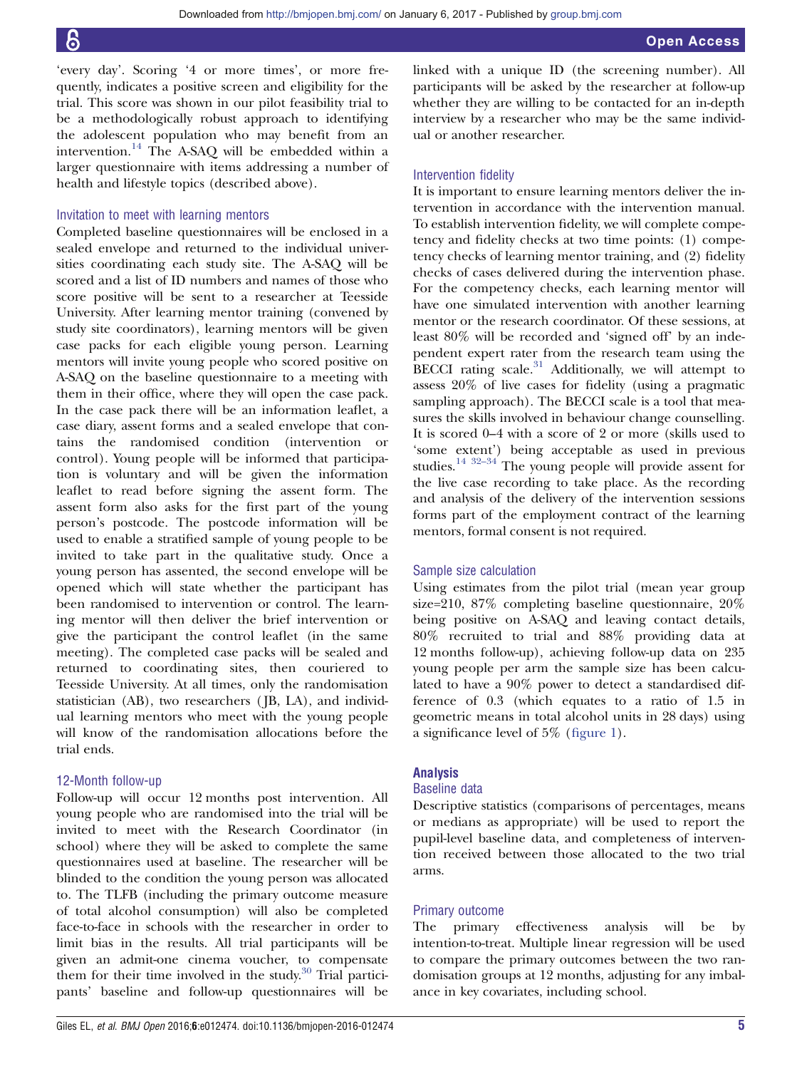'every day'. Scoring '4 or more times', or more frequently, indicates a positive screen and eligibility for the trial. This score was shown in our pilot feasibility trial to be a methodologically robust approach to identifying the adolescent population who may benefit from an intervention.[14] The A-SAQ will be embedded within a larger questionnaire with items addressing a number of health and lifestyle topics (described above).

### Invitation to meet with learning mentors

Completed baseline questionnaires will be enclosed in a sealed envelope and returned to the individual universities coordinating each study site. The A-SAQ will be scored and a list of ID numbers and names of those who score positive will be sent to a researcher at Teesside University. After learning mentor training (convened by study site coordinators), learning mentors will be given case packs for each eligible young person. Learning mentors will invite young people who scored positive on A-SAQ on the baseline questionnaire to a meeting with them in their office, where they will open the case pack. In the case pack there will be an information leaflet, a case diary, assent forms and a sealed envelope that contains the randomised condition (intervention or control). Young people will be informed that participation is voluntary and will be given the information leaflet to read before signing the assent form. The assent form also asks for the first part of the young person's postcode. The postcode information will be used to enable a stratified sample of young people to be invited to take part in the qualitative study. Once a young person has assented, the second envelope will be opened which will state whether the participant has been randomised to intervention or control. The learning mentor will then deliver the brief intervention or give the participant the control leaflet (in the same meeting). The completed case packs will be sealed and returned to coordinating sites, then couriered to Teesside University. At all times, only the randomisation statistician (AB), two researchers (JB, LA), and individual learning mentors who meet with the young people will know of the randomisation allocations before the trial ends.

### 12-Month follow-up

Follow-up will occur 12 months post intervention. All young people who are randomised into the trial will be invited to meet with the Research Coordinator (in school) where they will be asked to complete the same questionnaires used at baseline. The researcher will be blinded to the condition the young person was allocated to. The TLFB (including the primary outcome measure of total alcohol consumption) will also be completed face-to-face in schools with the researcher in order to limit bias in the results. All trial participants will be given an admit-one cinema voucher, to compensate them for their time involved in the study.[30] Trial participants' baseline and follow-up questionnaires will be linked with a unique ID (the screening number). All participants will be asked by the researcher at follow-up whether they are willing to be contacted for an in-depth interview by a researcher who may be the same individual or another researcher.

### Intervention fidelity

It is important to ensure learning mentors deliver the intervention in accordance with the intervention manual. To establish intervention fidelity, we will complete competency and fidelity checks at two time points: (1) competency checks of learning mentor training, and (2) fidelity checks of cases delivered during the intervention phase. For the competency checks, each learning mentor will have one simulated intervention with another learning mentor or the research coordinator. Of these sessions, at least 80% will be recorded and 'signed off' by an independent expert rater from the research team using the BECCI rating scale.[31] Additionally, we will attempt to assess 20% of live cases for fidelity (using a pragmatic sampling approach). The BECCI scale is a tool that measures the skills involved in behaviour change counselling. It is scored 0–4 with a score of 2 or more (skills used to 'some extent') being acceptable as used in previous studies.[14 32–34] The young people will provide assent for the live case recording to take place. As the recording and analysis of the delivery of the intervention sessions forms part of the employment contract of the learning mentors, formal consent is not required.

### Sample size calculation

Using estimates from the pilot trial (mean year group size=210, 87% completing baseline questionnaire, 20% being positive on A-SAQ and leaving contact details, 80% recruited to trial and 88% providing data at 12 months follow-up), achieving follow-up data on 235 young people per arm the sample size has been calculated to have a 90% power to detect a standardised difference of 0.3 (which equates to a ratio of 1.5 in geometric means in total alcohol units in 28 days) using a significance level of 5% (figure 1).

## Analysis

### Baseline data

Descriptive statistics (comparisons of percentages, means or medians as appropriate) will be used to report the pupil-level baseline data, and completeness of intervention received between those allocated to the two trial arms.

### Primary outcome

The primary effectiveness analysis will be by intention-to-treat. Multiple linear regression will be used to compare the primary outcomes between the two randomisation groups at 12 months, adjusting for any imbalance in key covariates, including school.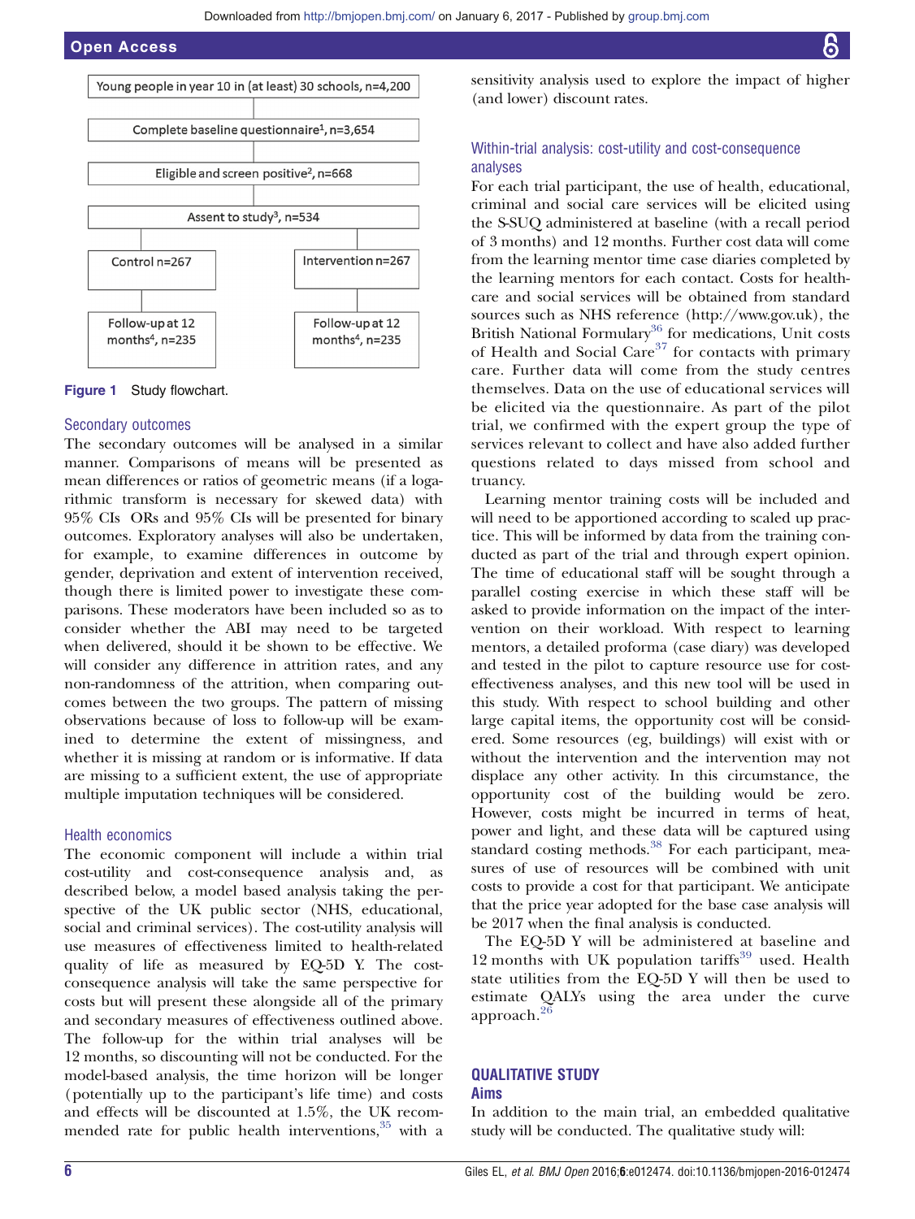Young people in year 10 in (at least) 30 schools, n=4,200

Complete baseline questionnaire[1], n=3,654

Eligible and screen positive[2], n=668

Assent to study[3], n=534

Control n=267 | Intervention n=267

Follow-up at 12 months[4], n=235 | Follow-up at 12 months[4], n=235

**Figure 1** Study flowchart.

### Secondary outcomes

The secondary outcomes will be analysed in a similar manner. Comparisons of means will be presented as mean differences or ratios of geometric means (if a logarithmic transform is necessary for skewed data) with 95% CIs ORs and 95% CIs will be presented for binary outcomes. Exploratory analyses will also be undertaken, for example, to examine differences in outcome by gender, deprivation and extent of intervention received, though there is limited power to investigate these comparisons. These moderators have been included so as to consider whether the ABI may need to be targeted when delivered, should it be shown to be effective. We will consider any difference in attrition rates, and any non-randomness of the attrition, when comparing outcomes between the two groups. The pattern of missing observations because of loss to follow-up will be examined to determine the extent of missingness, and whether it is missing at random or is informative. If data are missing to a sufficient extent, the use of appropriate multiple imputation techniques will be considered.

### Health economics

The economic component will include a within trial cost-utility and cost-consequence analysis and, as described below, a model based analysis taking the perspective of the UK public sector (NHS, educational, social and criminal services). The cost-utility analysis will use measures of effectiveness limited to health-related quality of life as measured by EQ-5D Y. The cost-consequence analysis will take the same perspective for costs but will present these alongside all of the primary and secondary measures of effectiveness outlined above. The follow-up for the within trial analyses will be 12 months, so discounting will not be conducted. For the model-based analysis, the time horizon will be longer (potentially up to the participant's life time) and costs and effects will be discounted at 1.5%, the UK recommended rate for public health interventions,[35] with a sensitivity analysis used to explore the impact of higher (and lower) discount rates.

### Within-trial analysis: cost-utility and cost-consequence analyses

For each trial participant, the use of health, educational, criminal and social care services will be elicited using the S-SUQ administered at baseline (with a recall period of 3 months) and 12 months. Further cost data will come from the learning mentor time case diaries completed by the learning mentors for each contact. Costs for healthcare and social services will be obtained from standard sources such as NHS reference (http://www.gov.uk), the British National Formulary[36] for medications, Unit costs of Health and Social Care[37] for contacts with primary care. Further data will come from the study centres themselves. Data on the use of educational services will be elicited via the questionnaire. As part of the pilot trial, we confirmed with the expert group the type of services relevant to collect and have also added further questions related to days missed from school and truancy.

Learning mentor training costs will be included and will need to be apportioned according to scaled up practice. This will be informed by data from the training conducted as part of the trial and through expert opinion. The time of educational staff will be sought through a parallel costing exercise in which these staff will be asked to provide information on the impact of the intervention on their workload. With respect to learning mentors, a detailed proforma (case diary) was developed and tested in the pilot to capture resource use for cost-effectiveness analyses, and this new tool will be used in this study. With respect to school building and other large capital items, the opportunity cost will be considered. Some resources (eg, buildings) will exist with or without the intervention and the intervention may not displace any other activity. In this circumstance, the opportunity cost of the building would be zero. However, costs might be incurred in terms of heat, power and light, and these data will be captured using standard costing methods.[38] For each participant, measures of use of resources will be combined with unit costs to provide a cost for that participant. We anticipate that the price year adopted for the base case analysis will be 2017 when the final analysis is conducted.

The EQ-5D Y will be administered at baseline and 12 months with UK population tariffs[39] used. Health state utilities from the EQ-5D Y will then be used to estimate QALYs using the area under the curve approach.[26]

## QUALITATIVE STUDY

### Aims

In addition to the main trial, an embedded qualitative study will be conducted. The qualitative study will: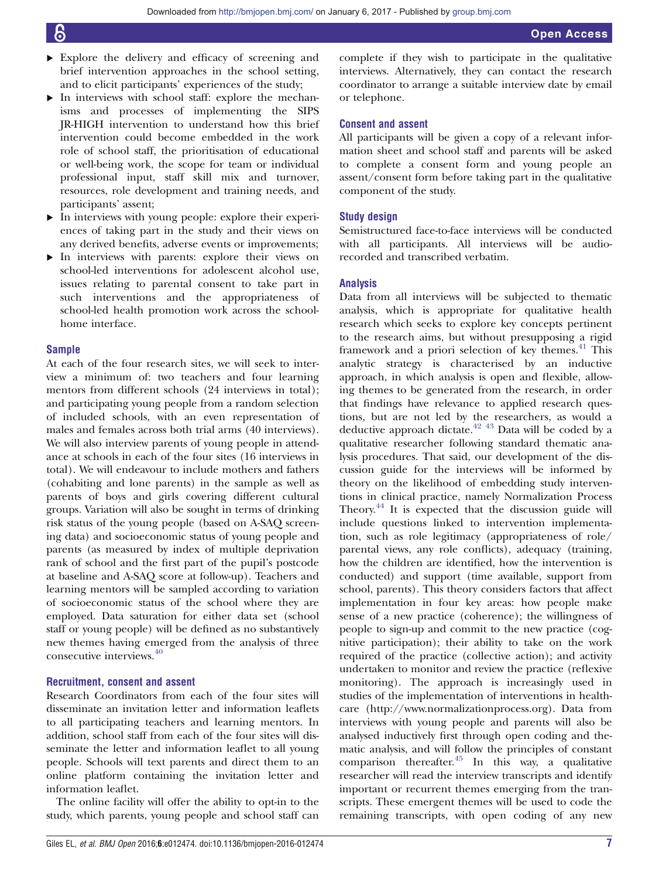- Explore the delivery and efficacy of screening and brief intervention approaches in the school setting, and to elicit participants' experiences of the study;
- In interviews with school staff: explore the mechanisms and processes of implementing the SIPS JR-HIGH intervention to understand how this brief intervention could become embedded in the work role of school staff, the prioritisation of educational or well-being work, the scope for team or individual professional input, staff skill mix and turnover, resources, role development and training needs, and participants' assent;
- In interviews with young people: explore their experiences of taking part in the study and their views on any derived benefits, adverse events or improvements;
- In interviews with parents: explore their views on school-led interventions for adolescent alcohol use, issues relating to parental consent to take part in such interventions and the appropriateness of school-led health promotion work across the school-home interface.

### Sample

At each of the four research sites, we will seek to interview a minimum of: two teachers and four learning mentors from different schools (24 interviews in total); and participating young people from a random selection of included schools, with an even representation of males and females across both trial arms (40 interviews). We will also interview parents of young people in attendance at schools in each of the four sites (16 interviews in total). We will endeavour to include mothers and fathers (cohabiting and lone parents) in the sample as well as parents of boys and girls covering different cultural groups. Variation will also be sought in terms of drinking risk status of the young people (based on A-SAQ screening data) and socioeconomic status of young people and parents (as measured by index of multiple deprivation rank of school and the first part of the pupil's postcode at baseline and A-SAQ score at follow-up). Teachers and learning mentors will be sampled according to variation of socioeconomic status of the school where they are employed. Data saturation for either data set (school staff or young people) will be defined as no substantively new themes having emerged from the analysis of three consecutive interviews.[40]

### Recruitment, consent and assent

Research Coordinators from each of the four sites will disseminate an invitation letter and information leaflets to all participating teachers and learning mentors. In addition, school staff from each of the four sites will disseminate the letter and information leaflet to all young people. Schools will text parents and direct them to an online platform containing the invitation letter and information leaflet.

The online facility will offer the ability to opt-in to the study, which parents, young people and school staff can complete if they wish to participate in the qualitative interviews. Alternatively, they can contact the research coordinator to arrange a suitable interview date by email or telephone.

### Consent and assent

All participants will be given a copy of a relevant information sheet and school staff and parents will be asked to complete a consent form and young people an assent/consent form before taking part in the qualitative component of the study.

### Study design

Semistructured face-to-face interviews will be conducted with all participants. All interviews will be audio-recorded and transcribed verbatim.

### Analysis

Data from all interviews will be subjected to thematic analysis, which is appropriate for qualitative health research which seeks to explore key concepts pertinent to the research aims, but without presupposing a rigid framework and a priori selection of key themes.[41] This analytic strategy is characterised by an inductive approach, in which analysis is open and flexible, allowing themes to be generated from the research, in order that findings have relevance to applied research questions, but are not led by the researchers, as would a deductive approach dictate.[42 43] Data will be coded by a qualitative researcher following standard thematic analysis procedures. That said, our development of the discussion guide for the interviews will be informed by theory on the likelihood of embedding study interventions in clinical practice, namely Normalization Process Theory.[44] It is expected that the discussion guide will include questions linked to intervention implementation, such as role legitimacy (appropriateness of role/parental views, any role conflicts), adequacy (training, how the children are identified, how the intervention is conducted) and support (time available, support from school, parents). This theory considers factors that affect implementation in four key areas: how people make sense of a new practice (coherence); the willingness of people to sign-up and commit to the new practice (cognitive participation); their ability to take on the work required of the practice (collective action); and activity undertaken to monitor and review the practice (reflexive monitoring). The approach is increasingly used in studies of the implementation of interventions in healthcare (http://www.normalizationprocess.org). Data from interviews with young people and parents will also be analysed inductively first through open coding and thematic analysis, and will follow the principles of constant comparison thereafter.[45] In this way, a qualitative researcher will read the interview transcripts and identify important or recurrent themes emerging from the transcripts. These emergent themes will be used to code the remaining transcripts, with open coding of any new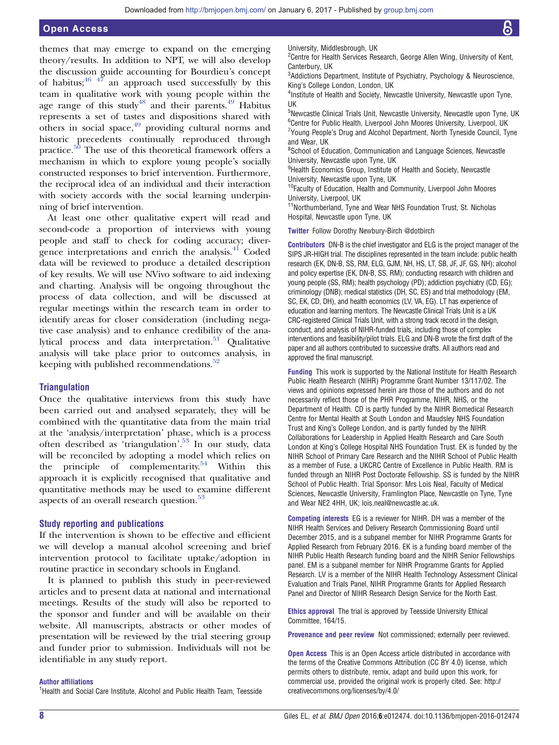themes that may emerge to expand on the emerging theory/results. In addition to NPT, we will also develop the discussion guide accounting for Bourdieu's concept of habitus;[46 47] an approach used successfully by this team in qualitative work with young people within the age range of this study[48] and their parents.[49] Habitus represents a set of tastes and dispositions shared with others in social space,[49] providing cultural norms and historic precedents continually reproduced through practice.[50] The use of this theoretical framework offers a mechanism in which to explore young people's socially constructed responses to brief intervention. Furthermore, the reciprocal idea of an individual and their interaction with society accords with the social learning underpinning of brief intervention.

At least one other qualitative expert will read and second-code a proportion of interviews with young people and staff to check for coding accuracy; divergence interpretations and enrich the analysis.[41] Coded data will be reviewed to produce a detailed description of key results. We will use NVivo software to aid indexing and charting. Analysis will be ongoing throughout the process of data collection, and will be discussed at regular meetings within the research team in order to identify areas for closer consideration (including negative case analysis) and to enhance credibility of the analytical process and data interpretation.[51] Qualitative analysis will take place prior to outcomes analysis, in keeping with published recommendations.[52]

### Triangulation

Once the qualitative interviews from this study have been carried out and analysed separately, they will be combined with the quantitative data from the main trial at the 'analysis/interpretation' phase, which is a process often described as 'triangulation'.[53] In our study, data will be reconciled by adopting a model which relies on the principle of complementarity.[54] Within this approach it is explicitly recognised that qualitative and quantitative methods may be used to examine different aspects of an overall research question.[53]

### Study reporting and publications

If the intervention is shown to be effective and efficient we will develop a manual alcohol screening and brief intervention protocol to facilitate uptake/adoption in routine practice in secondary schools in England.

It is planned to publish this study in peer-reviewed articles and to present data at national and international meetings. Results of the study will also be reported to the sponsor and funder and will be available on their website. All manuscripts, abstracts or other modes of presentation will be reviewed by the trial steering group and funder prior to submission. Individuals will not be identifiable in any study report.

**Author affiliations**

[1]Health and Social Care Institute, Alcohol and Public Health Team, Teesside University, Middlesbrough, UK

[2]Centre for Health Services Research, George Allen Wing, University of Kent, Canterbury, UK

[3]Addictions Department, Institute of Psychiatry, Psychology & Neuroscience, King's College London, London, UK

[4]Institute of Health and Society, Newcastle University, Newcastle upon Tyne, UK

[5]Newcastle Clinical Trials Unit, Newcastle University, Newcastle upon Tyne, UK

[6]Centre for Public Health, Liverpool John Moores University, Liverpool, UK

[7]Young People's Drug and Alcohol Department, North Tyneside Council, Tyne and Wear, UK

[8]School of Education, Communication and Language Sciences, Newcastle University, Newcastle upon Tyne, UK

[9]Health Economics Group, Institute of Health and Society, Newcastle University, Newcastle upon Tyne, UK

[10]Faculty of Education, Health and Community, Liverpool John Moores University, Liverpool, UK

[11]Northumberland, Tyne and Wear NHS Foundation Trust, St. Nicholas Hospital, Newcastle upon Tyne, UK

**Twitter** Follow Dorothy Newbury-Birch @dotbirch

**Contributors** DN-B is the chief investigator and ELG is the project manager of the SIPS JR-HIGH trial. The disciplines represented in the team include: public health research (EK, DN-B, SS, RM, ELG, GJM, NH, HS, LT, SB, JF, JF, GS, NH); alcohol and policy expertise (EK, DN-B, SS, RM); conducting research with children and young people (SS, RM); health psychology (PD); addiction psychiatry (CD, EG); criminology (DNB); medical statistics (DH, SC, ES) and trial methodology (EM, SC, EK, CD, DH), and health economics (LV, VA, EG). LT has experience of education and learning mentors. The Newcastle Clinical Trials Unit is a UK CRC-registered Clinical Trials Unit, with a strong track record in the design, conduct, and analysis of NIHR-funded trials, including those of complex interventions and feasibility/pilot trials. ELG and DN-B wrote the first draft of the paper and all authors contributed to successive drafts. All authors read and approved the final manuscript.

**Funding** This work is supported by the National Institute for Health Research Public Health Research (NIHR) Programme Grant Number 13/117/02. The views and opinions expressed herein are those of the authors and do not necessarily reflect those of the PHR Programme, NIHR, NHS, or the Department of Health. CD is partly funded by the NIHR Biomedical Research Centre for Mental Health at South London and Maudsley NHS Foundation Trust and King's College London, and is partly funded by the NIHR Collaborations for Leadership in Applied Health Research and Care South London at King's College Hospital NHS Foundation Trust. EK is funded by the NIHR School of Primary Care Research and the NIHR School of Public Health as a member of Fuse, a UKCRC Centre of Excellence in Public Health. RM is funded through an NIHR Post Doctorate Fellowship. SS is funded by the NIHR School of Public Health. Trial Sponsor: Mrs Lois Neal, Faculty of Medical Sciences, Newcastle University, Framlington Place, Newcastle on Tyne, Tyne and Wear NE2 4HH, UK; lois.neal@newcastle.ac.uk.

**Competing interests** EG is a reviewer for NIHR. DH was a member of the NIHR Health Services and Delivery Research Commissioning Board until December 2015, and is a subpanel member for NIHR Programme Grants for Applied Research from February 2016. EK is a funding board member of the NIHR Public Health Research funding board and the NIHR Senior Fellowships panel. EM is a subpanel member for NIHR Programme Grants for Applied Research. LV is a member of the NIHR Health Technology Assessment Clinical Evaluation and Trials Panel, NIHR Programme Grants for Applied Research Panel and Director of NIHR Research Design Service for the North East.

**Ethics approval** The trial is approved by Teesside University Ethical Committee, 164/15.

**Provenance and peer review** Not commissioned; externally peer reviewed.

**Open Access** This is an Open Access article distributed in accordance with the terms of the Creative Commons Attribution (CC BY 4.0) license, which permits others to distribute, remix, adapt and build upon this work, for commercial use, provided the original work is properly cited. See: http://creativecommons.org/licenses/by/4.0/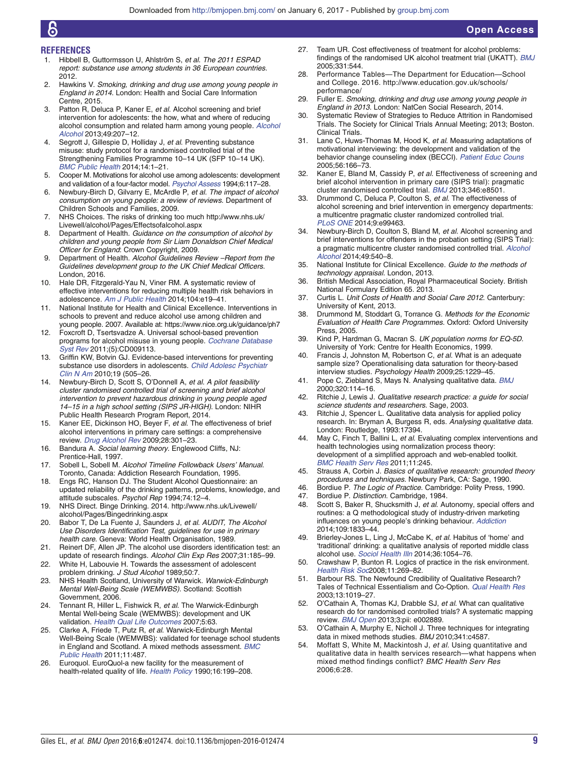## REFERENCES

1. Hibbell B, Guttormsson U, Ahlström S, *et al. The 2011 ESPAD report: substance use among students in 36 European countries*. 2012.
2. Hawkins V. *Smoking, drinking and drug use among young people in England in 2014*. London: Health and Social Care Information Centre, 2015.
3. Patton R, Deluca P, Kaner E, *et al.* Alcohol screening and brief intervention for adolescents: the how, what and where of reducing alcohol consumption and related harm among young people. *Alcohol Alcohol* 2013;49:207–12.
4. Segrott J, Gillespie D, Holliday J, *et al.* Preventing substance misuse: study protocol for a randomised controlled trial of the Strengthening Families Programme 10–14 UK (SFP 10–14 UK). *BMC Public Health* 2014;14:1–21.
5. Cooper M. Motivations for alcohol use among adolescents: development and validation of a four-factor model. *Psychol Assess* 1994;6:117–28.
6. Newbury-Birch D, Gilvarry E, McArdle P, *et al. The impact of alcohol consumption on young people: a review of reviews*. Department of Children Schools and Families, 2009.
7. NHS Choices. The risks of drinking too much http://www.nhs.uk/Livewell/alcohol/Pages/Effectsofalcohol.aspx
8. Department of Health. *Guidance on the consumption of alcohol by children and young people from Sir Liam Donaldson Chief Medical Officer for England*: Crown Copyright, 2009.
9. Department of Health. *Alcohol Guidelines Review –Report from the Guidelines development group to the UK Chief Medical Officers*. London, 2016.
10. Hale DR, Fitzgerald-Yau N, Viner RM. A systematic review of effective interventions for reducing multiple health risk behaviors in adolescence. *Am J Public Health* 2014;104:e19–41.
11. National Institute for Health and Clinical Excellence. Interventions in schools to prevent and reduce alcohol use among children and young people. 2007. Available at: https://www.nice.org.uk/guidance/ph7
12. Foxcroft D, Tsertsvadze A. Universal school-based prevention programs for alcohol misuse in young people. *Cochrane Database Syst Rev* 2011;(5):CD009113.
13. Griffin KW, Botvin GJ. Evidence-based interventions for preventing substance use disorders in adolescents. *Child Adolesc Psychiatr Clin N Am* 2010;19 (505–26.
14. Newbury-Birch D, Scott S, O'Donnell A, *et al. A pilot feasibility cluster randomised controlled trial of screening and brief alcohol intervention to prevent hazardous drinking in young people aged 14–15 in a high school setting (SIPS JR-HIGH)*. London: NIHR Public Health Research Program Report, 2014.
15. Kaner EE, Dickinson HO, Beyer F, *et al.* The effectiveness of brief alcohol interventions in primary care settings: a comprehensive review. *Drug Alcohol Rev* 2009;28:301–23.
16. Bandura A. *Social learning theory*. Englewood Cliffs, NJ: Prentice-Hall, 1997.
17. Sobell L, Sobell M. *Alcohol Timeline Followback Users' Manual*. Toronto, Canada: Addiction Research Foundation, 1995.
18. Engs RC, Hanson DJ. The Student Alcohol Questionnaire: an updated reliability of the drinking patterns, problems, knowledge, and attitude subscales. *Psychol Rep* 1994;74:12–4.
19. NHS Direct. Binge Drinking. 2014. http://www.nhs.uk/Livewell/alcohol/Pages/Bingedrinking.aspx
20. Babor T, De La Fuente J, Saunders J, *et al. AUDIT, The Alcohol Use Disorders Identification Test, guidelines for use in primary health care*. Geneva: World Health Organisation, 1989.
21. Reinert DF, Allen JP. The alcohol use disorders identification test: an update of research findings. *Alcohol Clin Exp Res* 2007;31:185–99.
22. White H, Labouvie H. Towards the assessment of adolescent problem drinking. *J Stud Alcohol* 1989;50:7.
23. NHS Health Scotland, University of Warwick. *Warwick-Edinburgh Mental Well-Being Scale (WEMWBS)*. Scotland: Scottish Government, 2006.
24. Tennant R, Hiller L, Fishwick R, *et al.* The Warwick-Edinburgh Mental Well-being Scale (WEMWBS): development and UK validation. *Health Qual Life Outcomes* 2007;5:63.
25. Clarke A, Friede T, Putz R, *et al.* Warwick-Edinburgh Mental Well-Being Scale (WEMWBS): validated for teenage school students in England and Scotland. A mixed methods assessment. *BMC Public Health* 2011;11:487.
26. Euroquol. EuroQuol-a new facility for the measurement of health-related quality of life. *Health Policy* 1990;16:199–208.
27. Team UR. Cost effectiveness of treatment for alcohol problems: findings of the randomised UK alcohol treatment trial (UKATT). *BMJ* 2005;331:544.
28. Performance Tables—The Department for Education—School and College. 2016. http://www.education.gov.uk/schools/performance/
29. Fuller E. *Smoking, drinking and drug use among young people in England in 2013*. London: NatCen Social Research, 2014.
30. Systematic Review of Strategies to Reduce Attrition in Randomised Trials. The Society for Clinical Trials Annual Meeting; 2013; Boston. Clinical Trials.
31. Lane C, Huws-Thomas M, Hood K, *et al.* Measuring adaptations of motivational interviewing: the development and validation of the behavior change counseling index (BECCI). *Patient Educ Couns* 2005;56:166–73.
32. Kaner E, Bland M, Cassidy P, *et al.* Effectiveness of screening and brief alcohol intervention in primary care (SIPS trial): pragmatic cluster randomised controlled trial. *BMJ* 2013;346:e8501.
33. Drummond C, Deluca P, Coulton S, *et al.* The effectiveness of alcohol screening and brief intervention in emergency departments: a multicentre pragmatic cluster randomized controlled trial. *PLoS ONE* 2014;9:e99463.
34. Newbury-Birch D, Coulton S, Bland M, *et al.* Alcohol screening and brief interventions for offenders in the probation setting (SIPS Trial): a pragmatic multicentre cluster randomized controlled trial. *Alcohol Alcohol* 2014;49:540–8.
35. National Institute for Clinical Excellence. *Guide to the methods of technology appraisal*. London, 2013.
36. British Medical Association, Royal Pharmaceutical Society. British National Formulary Edition 65. 2013.
37. Curtis L. *Unit Costs of Health and Social Care 2012*. Canterbury: University of Kent, 2013.
38. Drummond M, Stoddart G, Torrance G. *Methods for the Economic Evaluation of Health Care Programmes*. Oxford: Oxford University Press, 2005.
39. Kind P, Hardman G, Macran S. *UK population norms for EQ-5D*. University of York: Centre for Health Economics, 1999.
40. Francis J, Johnston M, Robertson C, *et al.* What is an adequate sample size? Operationalising data saturation for theory-based interview studies. *Psychology Health* 2009;25:1229–45.
41. Pope C, Ziebland S, Mays N. Analysing qualitative data. *BMJ* 2000;320:114–16.
42. Ritchie J, Lewis J. *Qualitative research practice: a guide for social science students and researchers*. Sage, 2003.
43. Ritchie J, Spencer L. Qualitative data analysis for applied policy research. In: Bryman A, Burgess R, eds. *Analysing qualitative data*. London: Routledge, 1993:17394.
44. May C, Finch T, Ballini L, *et al.* Evaluating complex interventions and health technologies using normalization process theory: development of a simplified approach and web-enabled toolkit. *BMC Health Serv Res* 2011;11:245.
45. Strauss A, Corbin J. *Basics of qualitative research: grounded theory procedures and techniques*. Newbury Park, CA: Sage, 1990.
46. Bordiue P. *The Logic of Practice*. Cambridge: Polity Press, 1990.
47. Bordiue P. *Distinction*. Cambridge, 1984.
48. Scott S, Baker R, Shucksmith J, *et al.* Autonomy, special offers and routines: a Q methodological study of industry-driven marketing influences on young people's drinking behaviour. *Addiction* 2014;109:1833–44.
49. Brierley-Jones L, Ling J, McCabe K, *et al.* Habitus of 'home' and 'traditional' drinking: a qualitative analysis of reported middle class alcohol use. *Sociol Health Illn* 2014;36:1054–76.
50. Crawshaw P, Bunton R. Logics of practice in the risk environment. *Health Risk Soc*2008;11:269–82.
51. Barbour RS. The Newfound Credibility of Qualitative Research? Tales of Technical Essentialism and Co-Option. *Qual Health Res* 2003;13:1019–27.
52. O'Cathain A, Thomas KJ, Drabble SJ, *et al.* What can qualitative research do for randomised controlled trials? A systematic mapping review. *BMJ Open* 2013;3:pii: e002889.
53. O'Cathain A, Murphy E, Nicholl J. Three techniques for integrating data in mixed methods studies. *BMJ* 2010;341:c4587.
54. Moffatt S, White M, Mackintosh J, *et al.* Using quantitative and qualitative data in health services research—what happens when mixed method findings conflict? *BMC Health Serv Res* 2006;6:28.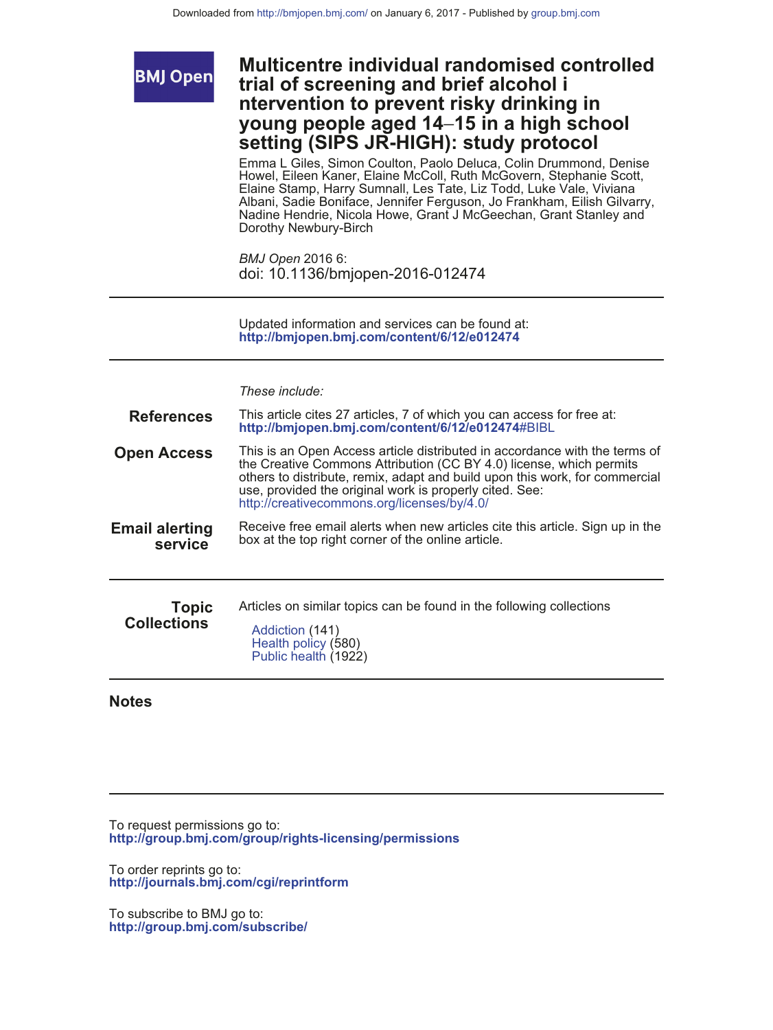# Multicentre individual randomised controlled trial of screening and brief alcohol intervention to prevent risky drinking in young people aged 14–15 in a high school setting (SIPS JR-HIGH): study protocol

Emma L Giles, Simon Coulton, Paolo Deluca, Colin Drummond, Denise Howel, Eileen Kaner, Elaine McColl, Ruth McGovern, Stephanie Scott, Elaine Stamp, Harry Sumnall, Les Tate, Liz Todd, Luke Vale, Viviana Albani, Sadie Boniface, Jennifer Ferguson, Jo Frankham, Eilish Gilvarry, Nadine Hendrie, Nicola Howe, Grant J McGeechan, Grant Stanley and Dorothy Newbury-Birch

*BMJ Open* 2016 6:
doi: 10.1136/bmjopen-2016-012474

Updated information and services can be found at:
**http://bmjopen.bmj.com/content/6/12/e012474**

*These include:*

**References**
This article cites 27 articles, 7 of which you can access for free at:
**http://bmjopen.bmj.com/content/6/12/e012474**#BIBL

**Open Access**
This is an Open Access article distributed in accordance with the terms of the Creative Commons Attribution (CC BY 4.0) license, which permits others to distribute, remix, adapt and build upon this work, for commercial use, provided the original work is properly cited. See: http://creativecommons.org/licenses/by/4.0/

**Email alerting service**
Receive free email alerts when new articles cite this article. Sign up in the box at the top right corner of the online article.

**Topic Collections**
Articles on similar topics can be found in the following collections

Addiction (141)
Health policy (580)
Public health (1922)

## Notes

To request permissions go to:
**http://group.bmj.com/group/rights-licensing/permissions**

To order reprints go to:
**http://journals.bmj.com/cgi/reprintform**

To subscribe to BMJ go to:
**http://group.bmj.com/subscribe/**